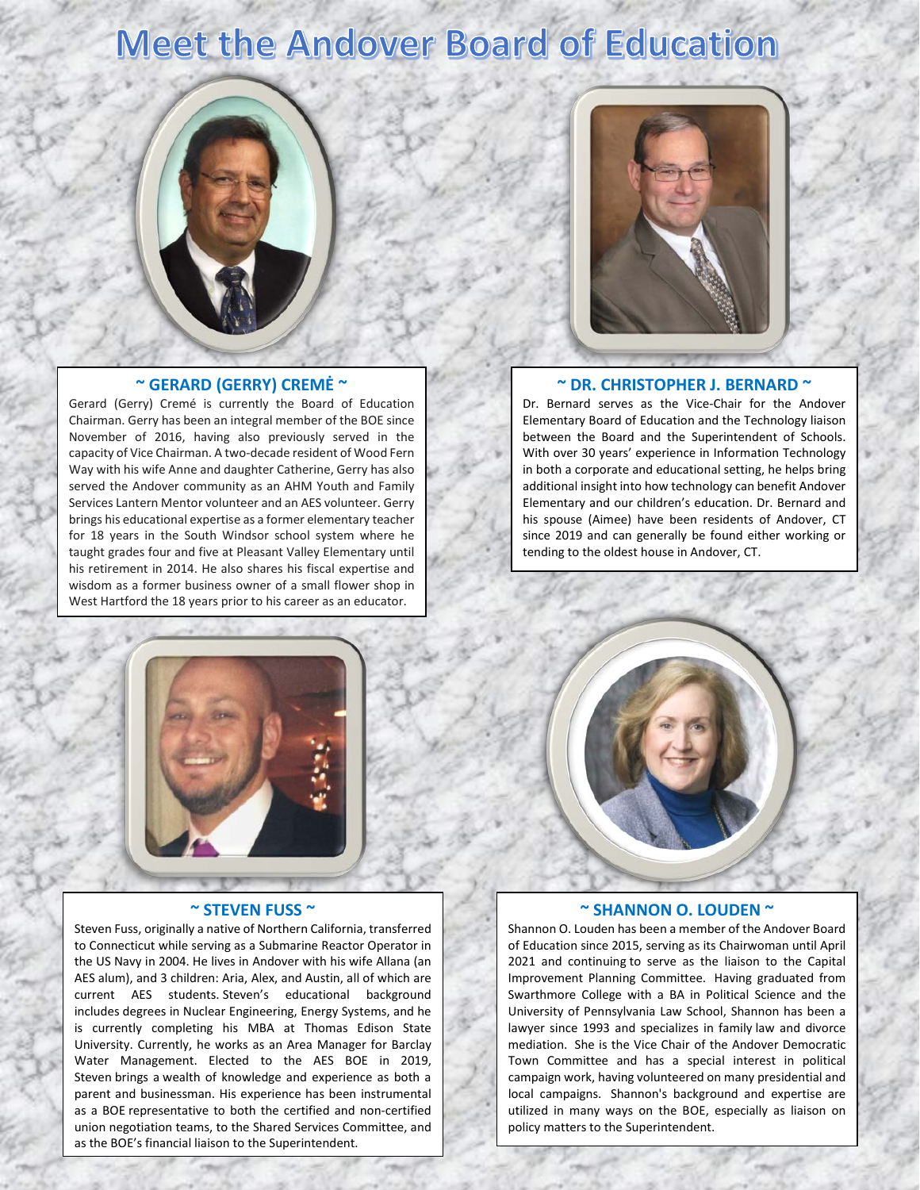# Meet the Andover Board of Education

## ~ GERARD (GERRY) CREMĖ ~

Gerard (Gerry) Cremé is currently the Board of Education Chairman. Gerry has been an integral member of the BOE since November of 2016, having also previously served in the capacity of Vice Chairman. A two-decade resident of Wood Fern Way with his wife Anne and daughter Catherine, Gerry has also served the Andover community as an AHM Youth and Family Services Lantern Mentor volunteer and an AES volunteer. Gerry brings his educational expertise as a former elementary teacher for 18 years in the South Windsor school system where he taught grades four and five at Pleasant Valley Elementary until his retirement in 2014. He also shares his fiscal expertise and wisdom as a former business owner of a small flower shop in West Hartford the 18 years prior to his career as an educator.

## ~ DR. CHRISTOPHER J. BERNARD ~

Dr. Bernard serves as the Vice-Chair for the Andover Elementary Board of Education and the Technology liaison between the Board and the Superintendent of Schools. With over 30 years' experience in Information Technology in both a corporate and educational setting, he helps bring additional insight into how technology can benefit Andover Elementary and our children's education. Dr. Bernard and his spouse (Aimee) have been residents of Andover, CT since 2019 and can generally be found either working or tending to the oldest house in Andover, CT.

## ~ STEVEN FUSS ~

Steven Fuss, originally a native of Northern California, transferred to Connecticut while serving as a Submarine Reactor Operator in the US Navy in 2004. He lives in Andover with his wife Allana (an AES alum), and 3 children: Aria, Alex, and Austin, all of which are current AES students. Steven's educational background includes degrees in Nuclear Engineering, Energy Systems, and he is currently completing his MBA at Thomas Edison State University. Currently, he works as an Area Manager for Barclay Water Management. Elected to the AES BOE in 2019, Steven brings a wealth of knowledge and experience as both a parent and businessman. His experience has been instrumental as a BOE representative to both the certified and non-certified union negotiation teams, to the Shared Services Committee, and as the BOE's financial liaison to the Superintendent.

## ~ SHANNON O. LOUDEN ~

Shannon O. Louden has been a member of the Andover Board of Education since 2015, serving as its Chairwoman until April 2021 and continuing to serve as the liaison to the Capital Improvement Planning Committee. Having graduated from Swarthmore College with a BA in Political Science and the University of Pennsylvania Law School, Shannon has been a lawyer since 1993 and specializes in family law and divorce mediation. She is the Vice Chair of the Andover Democratic Town Committee and has a special interest in political campaign work, having volunteered on many presidential and local campaigns. Shannon's background and expertise are utilized in many ways on the BOE, especially as liaison on policy matters to the Superintendent.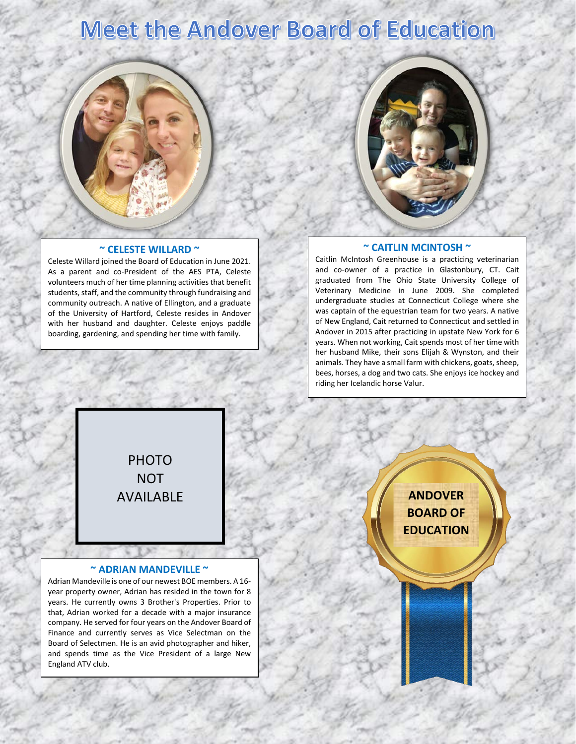# Meet the Andover Board of Education

## ~ CELESTE WILLARD ~

Celeste Willard joined the Board of Education in June 2021. As a parent and co-President of the AES PTA, Celeste volunteers much of her time planning activities that benefit students, staff, and the community through fundraising and community outreach. A native of Ellington, and a graduate of the University of Hartford, Celeste resides in Andover with her husband and daughter. Celeste enjoys paddle boarding, gardening, and spending her time with family.

## ~ CAITLIN MCINTOSH ~

Caitlin McIntosh Greenhouse is a practicing veterinarian and co-owner of a practice in Glastonbury, CT. Cait graduated from The Ohio State University College of Veterinary Medicine in June 2009. She completed undergraduate studies at Connecticut College where she was captain of the equestrian team for two years. A native of New England, Cait returned to Connecticut and settled in Andover in 2015 after practicing in upstate New York for 6 years. When not working, Cait spends most of her time with her husband Mike, their sons Elijah & Wynston, and their animals. They have a small farm with chickens, goats, sheep, bees, horses, a dog and two cats. She enjoys ice hockey and riding her Icelandic horse Valur.

PHOTO NOT AVAILABLE

## ~ ADRIAN MANDEVILLE ~

Adrian Mandeville is one of our newest BOE members. A 16-year property owner, Adrian has resided in the town for 8 years. He currently owns 3 Brother's Properties. Prior to that, Adrian worked for a decade with a major insurance company. He served for four years on the Andover Board of Finance and currently serves as Vice Selectman on the Board of Selectmen. He is an avid photographer and hiker, and spends time as the Vice President of a large New England ATV club.

**ANDOVER BOARD OF EDUCATION**